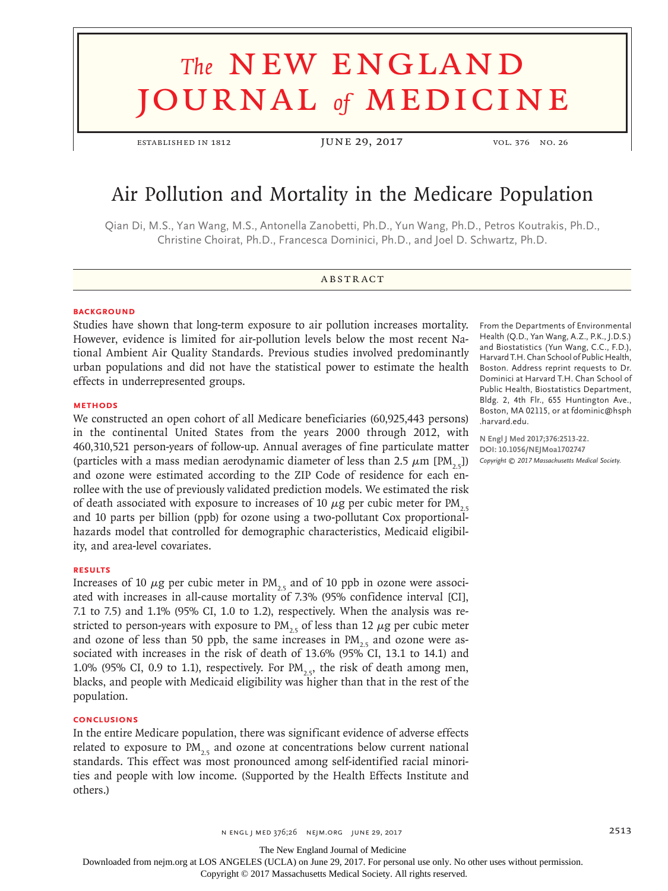# The NEW ENGLAND JOURNAL of MEDICINE

ESTABLISHED IN 1812 — JUNE 29, 2017 — VOL. 376 NO. 26

## Air Pollution and Mortality in the Medicare Population

Qian Di, M.S., Yan Wang, M.S., Antonella Zanobetti, Ph.D., Yun Wang, Ph.D., Petros Koutrakis, Ph.D., Christine Choirat, Ph.D., Francesca Dominici, Ph.D., and Joel D. Schwartz, Ph.D.

### ABSTRACT

**BACKGROUND**

Studies have shown that long-term exposure to air pollution increases mortality. However, evidence is limited for air-pollution levels below the most recent National Ambient Air Quality Standards. Previous studies involved predominantly urban populations and did not have the statistical power to estimate the health effects in underrepresented groups.

**METHODS**

We constructed an open cohort of all Medicare beneficiaries (60,925,443 persons) in the continental United States from the years 2000 through 2012, with 460,310,521 person-years of follow-up. Annual averages of fine particulate matter (particles with a mass median aerodynamic diameter of less than 2.5 $\mu$m [$PM_{2.5}$]) and ozone were estimated according to the ZIP Code of residence for each enrollee with the use of previously validated prediction models. We estimated the risk of death associated with exposure to increases of 10 $\mu$g per cubic meter for $PM_{2.5}$ and 10 parts per billion (ppb) for ozone using a two-pollutant Cox proportional-hazards model that controlled for demographic characteristics, Medicaid eligibility, and area-level covariates.

**RESULTS**

Increases of 10 $\mu$g per cubic meter in $PM_{2.5}$ and of 10 ppb in ozone were associated with increases in all-cause mortality of 7.3% (95% confidence interval [CI], 7.1 to 7.5) and 1.1% (95% CI, 1.0 to 1.2), respectively. When the analysis was restricted to person-years with exposure to $PM_{2.5}$ of less than 12 $\mu$g per cubic meter and ozone of less than 50 ppb, the same increases in $PM_{2.5}$ and ozone were associated with increases in the risk of death of 13.6% (95% CI, 13.1 to 14.1) and 1.0% (95% CI, 0.9 to 1.1), respectively. For $PM_{2.5}$, the risk of death among men, blacks, and people with Medicaid eligibility was higher than that in the rest of the population.

**CONCLUSIONS**

In the entire Medicare population, there was significant evidence of adverse effects related to exposure to $PM_{2.5}$ and ozone at concentrations below current national standards. This effect was most pronounced among self-identified racial minorities and people with low income. (Supported by the Health Effects Institute and others.)

From the Departments of Environmental Health (Q.D., Yan Wang, A.Z., P.K., J.D.S.) and Biostatistics (Yun Wang, C.C., F.D.), Harvard T.H. Chan School of Public Health, Boston. Address reprint requests to Dr. Dominici at Harvard T.H. Chan School of Public Health, Biostatistics Department, Bldg. 2, 4th Flr., 655 Huntington Ave., Boston, MA 02115, or at fdominic@hsph.harvard.edu.

**N Engl J Med 2017;376:2513-22.**
**DOI: 10.1056/NEJMoa1702747**
*Copyright © 2017 Massachusetts Medical Society.*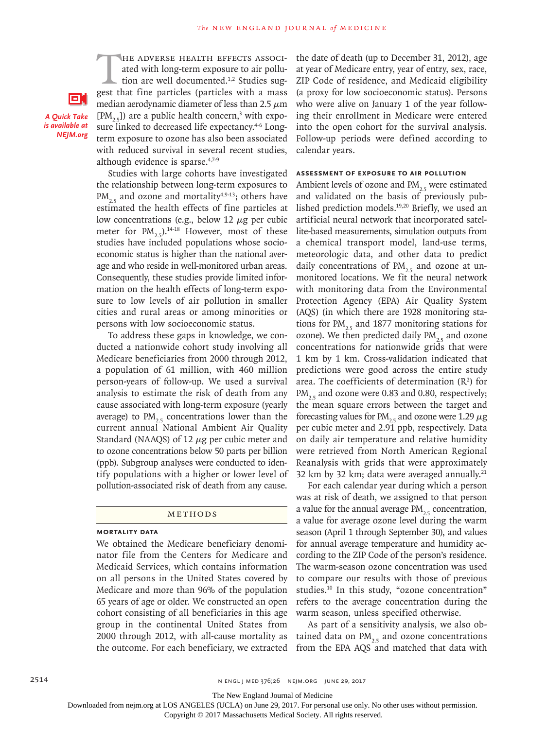The adverse health effects associated with long-term exposure to air pollution are well documented.[1,2] Studies suggest that fine particles (particles with a mass median aerodynamic diameter of less than 2.5 μm [$PM_{2.5}$]) are a public health concern,[3] with exposure linked to decreased life expectancy.[4-6] Long-term exposure to ozone has also been associated with reduced survival in several recent studies, although evidence is sparse.[4,7-9]

A Quick Take is available at NEJM.org

Studies with large cohorts have investigated the relationship between long-term exposures to $PM_{2.5}$ and ozone and mortality[4,9-13]; others have estimated the health effects of fine particles at low concentrations (e.g., below 12 μg per cubic meter for $PM_{2.5}$).[14-18] However, most of these studies have included populations whose socioeconomic status is higher than the national average and who reside in well-monitored urban areas. Consequently, these studies provide limited information on the health effects of long-term exposure to low levels of air pollution in smaller cities and rural areas or among minorities or persons with low socioeconomic status.

To address these gaps in knowledge, we conducted a nationwide cohort study involving all Medicare beneficiaries from 2000 through 2012, a population of 61 million, with 460 million person-years of follow-up. We used a survival analysis to estimate the risk of death from any cause associated with long-term exposure (yearly average) to $PM_{2.5}$ concentrations lower than the current annual National Ambient Air Quality Standard (NAAQS) of 12 μg per cubic meter and to ozone concentrations below 50 parts per billion (ppb). Subgroup analyses were conducted to identify populations with a higher or lower level of pollution-associated risk of death from any cause.

## Methods

### Mortality Data

We obtained the Medicare beneficiary denominator file from the Centers for Medicare and Medicaid Services, which contains information on all persons in the United States covered by Medicare and more than 96% of the population 65 years of age or older. We constructed an open cohort consisting of all beneficiaries in this age group in the continental United States from 2000 through 2012, with all-cause mortality as the outcome. For each beneficiary, we extracted the date of death (up to December 31, 2012), age at year of Medicare entry, year of entry, sex, race, ZIP Code of residence, and Medicaid eligibility (a proxy for low socioeconomic status). Persons who were alive on January 1 of the year following their enrollment in Medicare were entered into the open cohort for the survival analysis. Follow-up periods were defined according to calendar years.

### Assessment of Exposure to Air Pollution

Ambient levels of ozone and $PM_{2.5}$ were estimated and validated on the basis of previously published prediction models.[19,20] Briefly, we used an artificial neural network that incorporated satellite-based measurements, simulation outputs from a chemical transport model, land-use terms, meteorologic data, and other data to predict daily concentrations of $PM_{2.5}$ and ozone at unmonitored locations. We fit the neural network with monitoring data from the Environmental Protection Agency (EPA) Air Quality System (AQS) (in which there are 1928 monitoring stations for $PM_{2.5}$ and 1877 monitoring stations for ozone). We then predicted daily $PM_{2.5}$ and ozone concentrations for nationwide grids that were 1 km by 1 km. Cross-validation indicated that predictions were good across the entire study area. The coefficients of determination ($R^2$) for $PM_{2.5}$ and ozone were 0.83 and 0.80, respectively; the mean square errors between the target and forecasting values for $PM_{2.5}$ and ozone were 1.29 μg per cubic meter and 2.91 ppb, respectively. Data on daily air temperature and relative humidity were retrieved from North American Regional Reanalysis with grids that were approximately 32 km by 32 km; data were averaged annually.[21]

For each calendar year during which a person was at risk of death, we assigned to that person a value for the annual average $PM_{2.5}$ concentration, a value for average ozone level during the warm season (April 1 through September 30), and values for annual average temperature and humidity according to the ZIP Code of the person's residence. The warm-season ozone concentration was used to compare our results with those of previous studies.[10] In this study, "ozone concentration" refers to the average concentration during the warm season, unless specified otherwise.

As part of a sensitivity analysis, we also obtained data on $PM_{2.5}$ and ozone concentrations from the EPA AQS and matched that data with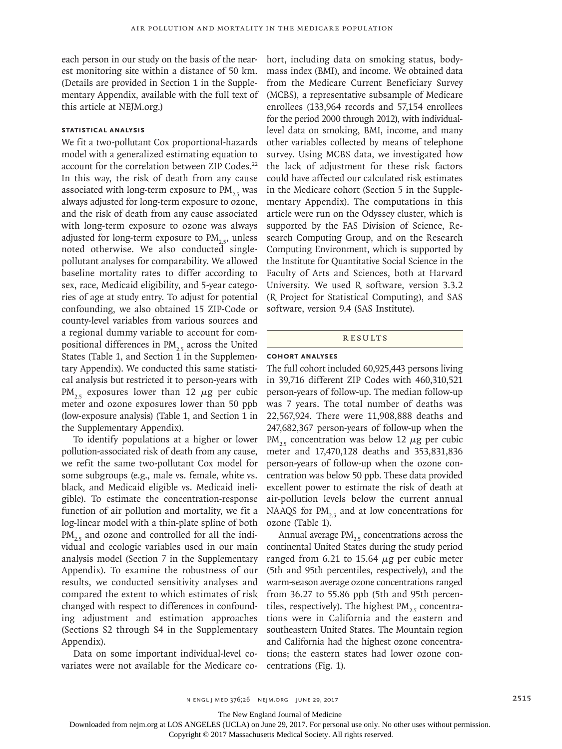each person in our study on the basis of the nearest monitoring site within a distance of 50 km. (Details are provided in Section 1 in the Supplementary Appendix, available with the full text of this article at NEJM.org.)

### Statistical Analysis

We fit a two-pollutant Cox proportional-hazards model with a generalized estimating equation to account for the correlation between ZIP Codes.[22] In this way, the risk of death from any cause associated with long-term exposure to $PM_{2.5}$ was always adjusted for long-term exposure to ozone, and the risk of death from any cause associated with long-term exposure to ozone was always adjusted for long-term exposure to $PM_{2.5}$, unless noted otherwise. We also conducted single-pollutant analyses for comparability. We allowed baseline mortality rates to differ according to sex, race, Medicaid eligibility, and 5-year categories of age at study entry. To adjust for potential confounding, we also obtained 15 ZIP-Code or county-level variables from various sources and a regional dummy variable to account for compositional differences in $PM_{2.5}$ across the United States (Table 1, and Section 1 in the Supplementary Appendix). We conducted this same statistical analysis but restricted it to person-years with $PM_{2.5}$ exposures lower than 12 $\mu$g per cubic meter and ozone exposures lower than 50 ppb (low-exposure analysis) (Table 1, and Section 1 in the Supplementary Appendix).

To identify populations at a higher or lower pollution-associated risk of death from any cause, we refit the same two-pollutant Cox model for some subgroups (e.g., male vs. female, white vs. black, and Medicaid eligible vs. Medicaid ineligible). To estimate the concentration-response function of air pollution and mortality, we fit a log-linear model with a thin-plate spline of both $PM_{2.5}$ and ozone and controlled for all the individual and ecologic variables used in our main analysis model (Section 7 in the Supplementary Appendix). To examine the robustness of our results, we conducted sensitivity analyses and compared the extent to which estimates of risk changed with respect to differences in confounding adjustment and estimation approaches (Sections S2 through S4 in the Supplementary Appendix).

Data on some important individual-level covariates were not available for the Medicare cohort, including data on smoking status, body-mass index (BMI), and income. We obtained data from the Medicare Current Beneficiary Survey (MCBS), a representative subsample of Medicare enrollees (133,964 records and 57,154 enrollees for the period 2000 through 2012), with individual-level data on smoking, BMI, income, and many other variables collected by means of telephone survey. Using MCBS data, we investigated how the lack of adjustment for these risk factors could have affected our calculated risk estimates in the Medicare cohort (Section 5 in the Supplementary Appendix). The computations in this article were run on the Odyssey cluster, which is supported by the FAS Division of Science, Research Computing Group, and on the Research Computing Environment, which is supported by the Institute for Quantitative Social Science in the Faculty of Arts and Sciences, both at Harvard University. We used R software, version 3.3.2 (R Project for Statistical Computing), and SAS software, version 9.4 (SAS Institute).

## Results

### Cohort Analyses

The full cohort included 60,925,443 persons living in 39,716 different ZIP Codes with 460,310,521 person-years of follow-up. The median follow-up was 7 years. The total number of deaths was 22,567,924. There were 11,908,888 deaths and 247,682,367 person-years of follow-up when the $PM_{2.5}$ concentration was below 12 $\mu$g per cubic meter and 17,470,128 deaths and 353,831,836 person-years of follow-up when the ozone concentration was below 50 ppb. These data provided excellent power to estimate the risk of death at air-pollution levels below the current annual NAAQS for $PM_{2.5}$ and at low concentrations for ozone (Table 1).

Annual average $PM_{2.5}$ concentrations across the continental United States during the study period ranged from 6.21 to 15.64 $\mu$g per cubic meter (5th and 95th percentiles, respectively), and the warm-season average ozone concentrations ranged from 36.27 to 55.86 ppb (5th and 95th percentiles, respectively). The highest $PM_{2.5}$ concentrations were in California and the eastern and southeastern United States. The Mountain region and California had the highest ozone concentrations; the eastern states had lower ozone concentrations (Fig. 1).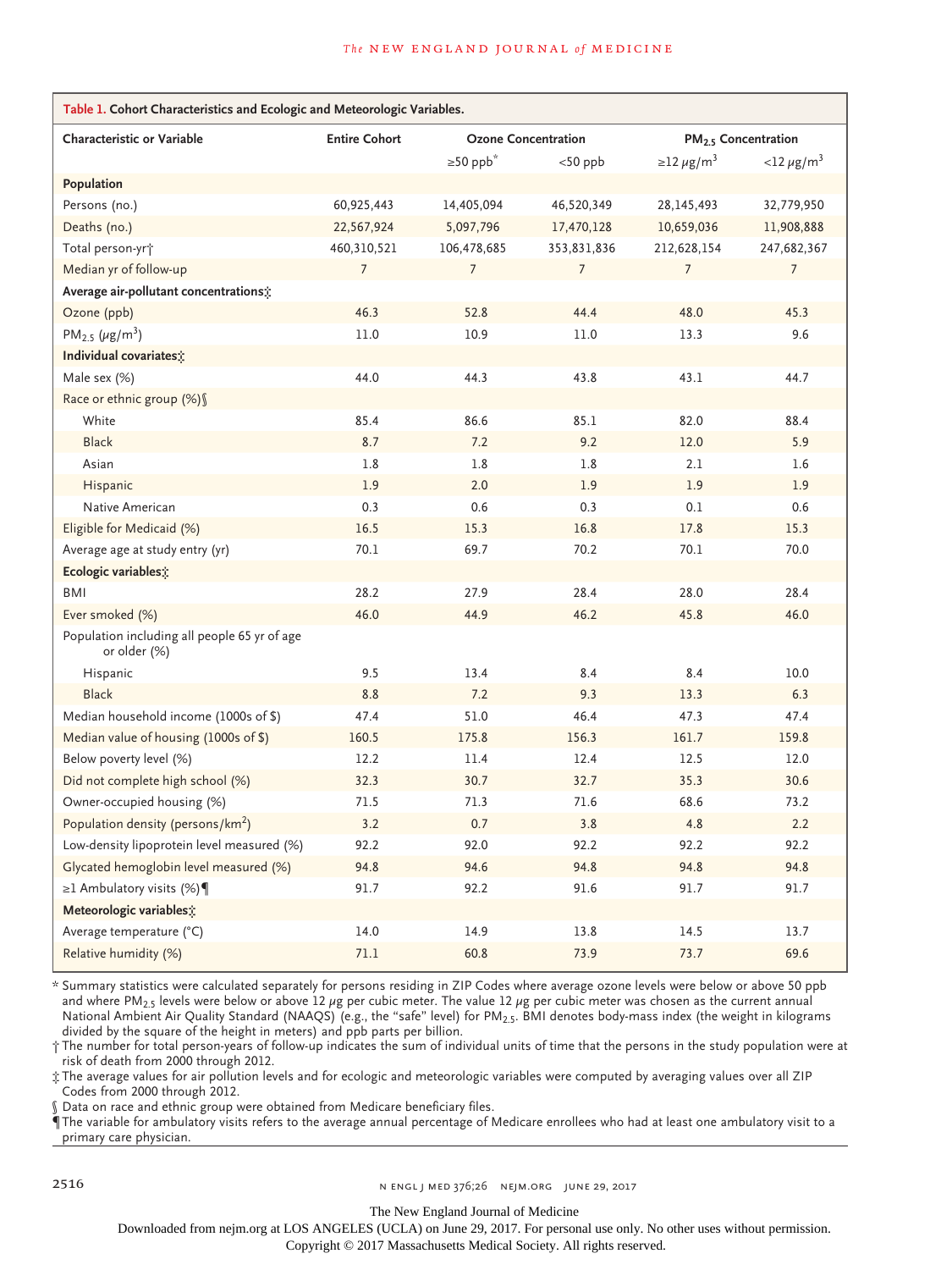**Table 1. Cohort Characteristics and Ecologic and Meteorologic Variables.**

| Characteristic or Variable | Entire Cohort | Ozone Concentration | | $PM_{2.5}$ Concentration | |
|---|---|---|---|---|---|
| | | ≥50 ppb* | <50 ppb | ≥12 $\mu g/m^3$ | <12 $\mu g/m^3$ |
| **Population** | | | | | |
| Persons (no.) | 60,925,443 | 14,405,094 | 46,520,349 | 28,145,493 | 32,779,950 |
| Deaths (no.) | 22,567,924 | 5,097,796 | 17,470,128 | 10,659,036 | 11,908,888 |
| Total person-yr† | 460,310,521 | 106,478,685 | 353,831,836 | 212,628,154 | 247,682,367 |
| Median yr of follow-up | 7 | 7 | 7 | 7 | 7 |
| **Average air-pollutant concentrations‡** | | | | | |
| Ozone (ppb) | 46.3 | 52.8 | 44.4 | 48.0 | 45.3 |
| $PM_{2.5}$ ($\mu g/m^3$) | 11.0 | 10.9 | 11.0 | 13.3 | 9.6 |
| **Individual covariates‡** | | | | | |
| Male sex (%) | 44.0 | 44.3 | 43.8 | 43.1 | 44.7 |
| Race or ethnic group (%)§ | | | | | |
| White | 85.4 | 86.6 | 85.1 | 82.0 | 88.4 |
| Black | 8.7 | 7.2 | 9.2 | 12.0 | 5.9 |
| Asian | 1.8 | 1.8 | 1.8 | 2.1 | 1.6 |
| Hispanic | 1.9 | 2.0 | 1.9 | 1.9 | 1.9 |
| Native American | 0.3 | 0.6 | 0.3 | 0.1 | 0.6 |
| Eligible for Medicaid (%) | 16.5 | 15.3 | 16.8 | 17.8 | 15.3 |
| Average age at study entry (yr) | 70.1 | 69.7 | 70.2 | 70.1 | 70.0 |
| **Ecologic variables‡** | | | | | |
| BMI | 28.2 | 27.9 | 28.4 | 28.0 | 28.4 |
| Ever smoked (%) | 46.0 | 44.9 | 46.2 | 45.8 | 46.0 |
| Population including all people 65 yr of age or older (%) | | | | | |
| Hispanic | 9.5 | 13.4 | 8.4 | 8.4 | 10.0 |
| Black | 8.8 | 7.2 | 9.3 | 13.3 | 6.3 |
| Median household income (1000s of $) | 47.4 | 51.0 | 46.4 | 47.3 | 47.4 |
| Median value of housing (1000s of $) | 160.5 | 175.8 | 156.3 | 161.7 | 159.8 |
| Below poverty level (%) | 12.2 | 11.4 | 12.4 | 12.5 | 12.0 |
| Did not complete high school (%) | 32.3 | 30.7 | 32.7 | 35.3 | 30.6 |
| Owner-occupied housing (%) | 71.5 | 71.3 | 71.6 | 68.6 | 73.2 |
| Population density (persons/$km^2$) | 3.2 | 0.7 | 3.8 | 4.8 | 2.2 |
| Low-density lipoprotein level measured (%) | 92.2 | 92.0 | 92.2 | 92.2 | 92.2 |
| Glycated hemoglobin level measured (%) | 94.8 | 94.6 | 94.8 | 94.8 | 94.8 |
| ≥1 Ambulatory visits (%)¶ | 91.7 | 92.2 | 91.6 | 91.7 | 91.7 |
| **Meteorologic variables‡** | | | | | |
| Average temperature (°C) | 14.0 | 14.9 | 13.8 | 14.5 | 13.7 |
| Relative humidity (%) | 71.1 | 60.8 | 73.9 | 73.7 | 69.6 |

\* Summary statistics were calculated separately for persons residing in ZIP Codes where average ozone levels were below or above 50 ppb and where $PM_{2.5}$ levels were below or above 12 $\mu g$ per cubic meter. The value 12 $\mu g$ per cubic meter was chosen as the current annual National Ambient Air Quality Standard (NAAQS) (e.g., the "safe" level) for $PM_{2.5}$. BMI denotes body-mass index (the weight in kilograms divided by the square of the height in meters) and ppb parts per billion.

† The number for total person-years of follow-up indicates the sum of individual units of time that the persons in the study population were at risk of death from 2000 through 2012.

‡ The average values for air pollution levels and for ecologic and meteorologic variables were computed by averaging values over all ZIP Codes from 2000 through 2012.

§ Data on race and ethnic group were obtained from Medicare beneficiary files.

¶ The variable for ambulatory visits refers to the average annual percentage of Medicare enrollees who had at least one ambulatory visit to a primary care physician.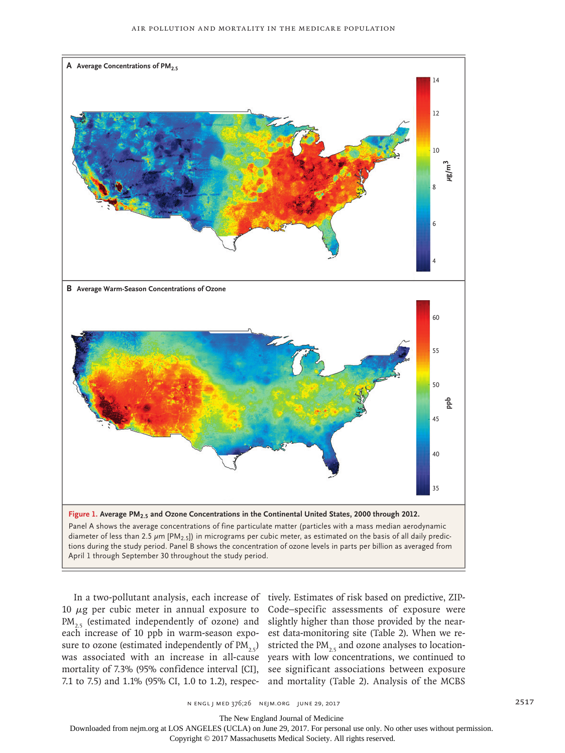**Figure 1. Average $PM_{2.5}$ and Ozone Concentrations in the Continental United States, 2000 through 2012.**

Panel A shows the average concentrations of fine particulate matter (particles with a mass median aerodynamic diameter of less than 2.5 μm [$PM_{2.5}$]) in micrograms per cubic meter, as estimated on the basis of all daily predictions during the study period. Panel B shows the concentration of ozone levels in parts per billion as averaged from April 1 through September 30 throughout the study period.

In a two-pollutant analysis, each increase of 10 μg per cubic meter in annual exposure to $PM_{2.5}$ (estimated independently of ozone) and each increase of 10 ppb in warm-season exposure to ozone (estimated independently of $PM_{2.5}$) was associated with an increase in all-cause mortality of 7.3% (95% confidence interval [CI], 7.1 to 7.5) and 1.1% (95% CI, 1.0 to 1.2), respectively. Estimates of risk based on predictive, ZIP-Code–specific assessments of exposure were slightly higher than those provided by the nearest data-monitoring site (Table 2). When we restricted the $PM_{2.5}$ and ozone analyses to location-years with low concentrations, we continued to see significant associations between exposure and mortality (Table 2). Analysis of the MCBS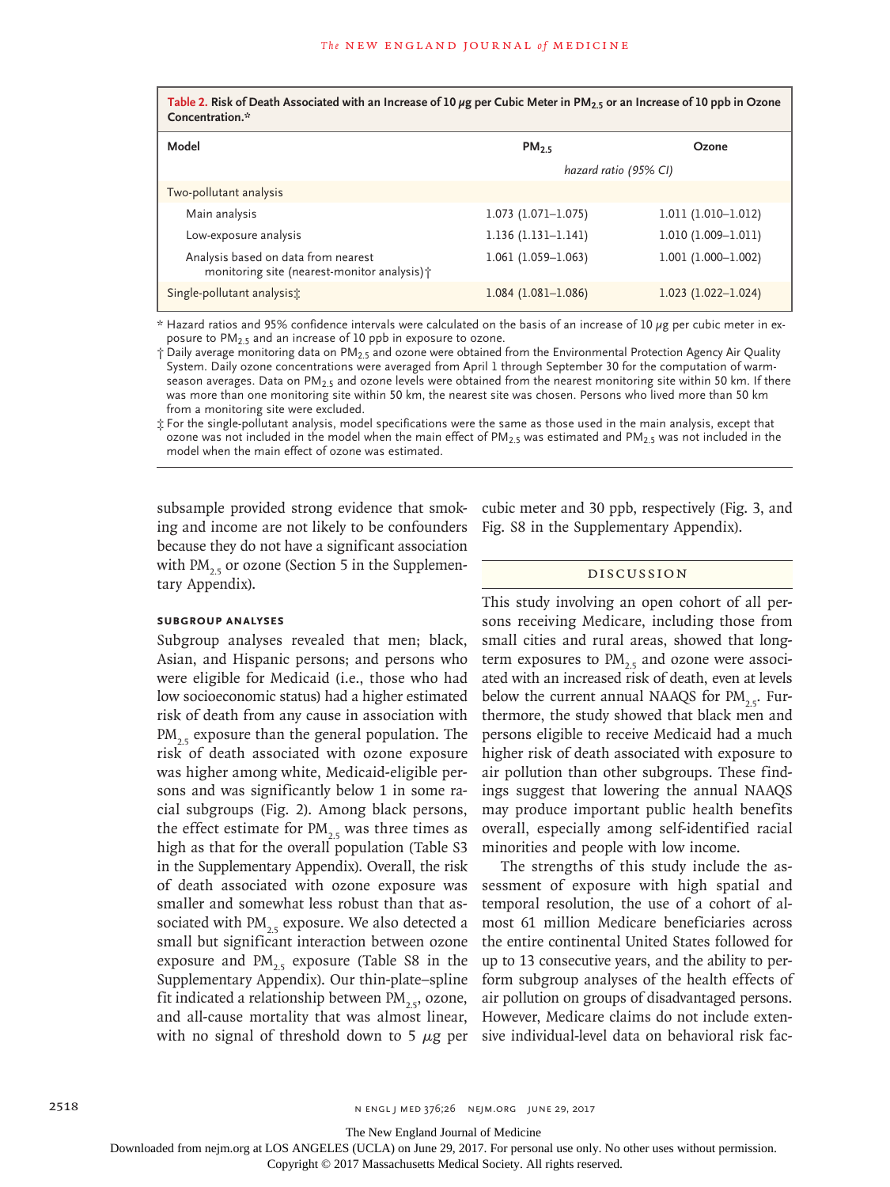**Table 2. Risk of Death Associated with an Increase of 10 $\mu$g per Cubic Meter in $PM_{2.5}$ or an Increase of 10 ppb in Ozone Concentration.***

| Model | $PM_{2.5}$ | Ozone |
|---|---|---|
| | *hazard ratio (95% CI)* | |
| Two-pollutant analysis | | |
| Main analysis | 1.073 (1.071–1.075) | 1.011 (1.010–1.012) |
| Low-exposure analysis | 1.136 (1.131–1.141) | 1.010 (1.009–1.011) |
| Analysis based on data from nearest monitoring site (nearest-monitor analysis)† | 1.061 (1.059–1.063) | 1.001 (1.000–1.002) |
| Single-pollutant analysis‡ | 1.084 (1.081–1.086) | 1.023 (1.022–1.024) |

\* Hazard ratios and 95% confidence intervals were calculated on the basis of an increase of 10 $\mu$g per cubic meter in exposure to $PM_{2.5}$ and an increase of 10 ppb in exposure to ozone.

† Daily average monitoring data on $PM_{2.5}$ and ozone were obtained from the Environmental Protection Agency Air Quality System. Daily ozone concentrations were averaged from April 1 through September 30 for the computation of warm-season averages. Data on $PM_{2.5}$ and ozone levels were obtained from the nearest monitoring site within 50 km. If there was more than one monitoring site within 50 km, the nearest site was chosen. Persons who lived more than 50 km from a monitoring site were excluded.

‡ For the single-pollutant analysis, model specifications were the same as those used in the main analysis, except that ozone was not included in the model when the main effect of $PM_{2.5}$ was estimated and $PM_{2.5}$ was not included in the model when the main effect of ozone was estimated.

subsample provided strong evidence that smoking and income are not likely to be confounders because they do not have a significant association with $PM_{2.5}$ or ozone (Section 5 in the Supplementary Appendix).

### SUBGROUP ANALYSES

Subgroup analyses revealed that men; black, Asian, and Hispanic persons; and persons who were eligible for Medicaid (i.e., those who had low socioeconomic status) had a higher estimated risk of death from any cause in association with $PM_{2.5}$ exposure than the general population. The risk of death associated with ozone exposure was higher among white, Medicaid-eligible persons and was significantly below 1 in some racial subgroups (Fig. 2). Among black persons, the effect estimate for $PM_{2.5}$ was three times as high as that for the overall population (Table S3 in the Supplementary Appendix). Overall, the risk of death associated with ozone exposure was smaller and somewhat less robust than that associated with $PM_{2.5}$ exposure. We also detected a small but significant interaction between ozone exposure and $PM_{2.5}$ exposure (Table S8 in the Supplementary Appendix). Our thin-plate–spline fit indicated a relationship between $PM_{2.5}$, ozone, and all-cause mortality that was almost linear, with no signal of threshold down to 5 $\mu$g per cubic meter and 30 ppb, respectively (Fig. 3, and Fig. S8 in the Supplementary Appendix).

## DISCUSSION

This study involving an open cohort of all persons receiving Medicare, including those from small cities and rural areas, showed that long-term exposures to $PM_{2.5}$ and ozone were associated with an increased risk of death, even at levels below the current annual NAAQS for $PM_{2.5}$. Furthermore, the study showed that black men and persons eligible to receive Medicaid had a much higher risk of death associated with exposure to air pollution than other subgroups. These findings suggest that lowering the annual NAAQS may produce important public health benefits overall, especially among self-identified racial minorities and people with low income.

The strengths of this study include the assessment of exposure with high spatial and temporal resolution, the use of a cohort of almost 61 million Medicare beneficiaries across the entire continental United States followed for up to 13 consecutive years, and the ability to perform subgroup analyses of the health effects of air pollution on groups of disadvantaged persons. However, Medicare claims do not include extensive individual-level data on behavioral risk fac-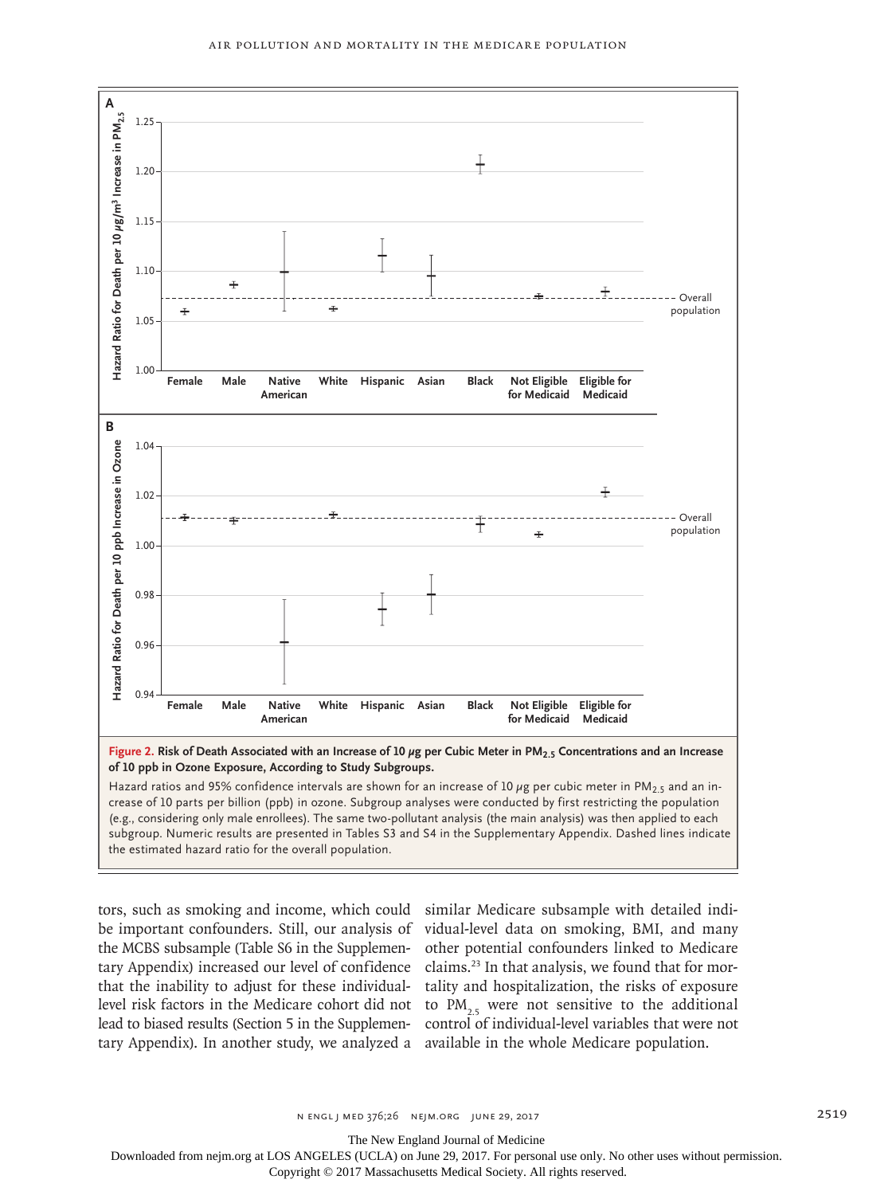**Figure 2. Risk of Death Associated with an Increase of 10 μg per Cubic Meter in $PM_{2.5}$ Concentrations and an Increase of 10 ppb in Ozone Exposure, According to Study Subgroups.**

Hazard ratios and 95% confidence intervals are shown for an increase of 10 μg per cubic meter in $PM_{2.5}$ and an increase of 10 parts per billion (ppb) in ozone. Subgroup analyses were conducted by first restricting the population (e.g., considering only male enrollees). The same two-pollutant analysis (the main analysis) was then applied to each subgroup. Numeric results are presented in Tables S3 and S4 in the Supplementary Appendix. Dashed lines indicate the estimated hazard ratio for the overall population.

tors, such as smoking and income, which could be important confounders. Still, our analysis of the MCBS subsample (Table S6 in the Supplementary Appendix) increased our level of confidence that the inability to adjust for these individual-level risk factors in the Medicare cohort did not lead to biased results (Section 5 in the Supplementary Appendix). In another study, we analyzed a similar Medicare subsample with detailed individual-level data on smoking, BMI, and many other potential confounders linked to Medicare claims.[23] In that analysis, we found that for mortality and hospitalization, the risks of exposure to $PM_{2.5}$ were not sensitive to the additional control of individual-level variables that were not available in the whole Medicare population.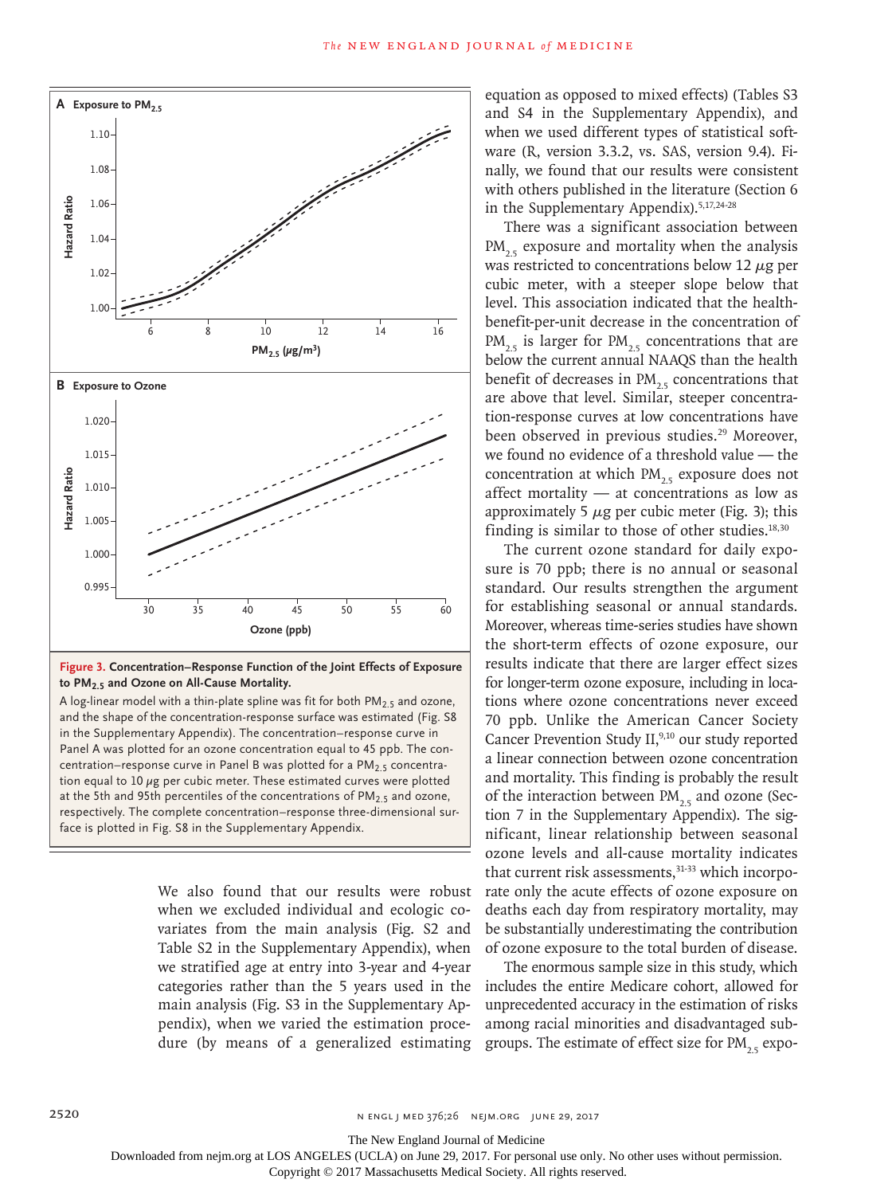**Figure 3. Concentration–Response Function of the Joint Effects of Exposure to $PM_{2.5}$ and Ozone on All-Cause Mortality.**

A log-linear model with a thin-plate spline was fit for both $PM_{2.5}$ and ozone, and the shape of the concentration-response surface was estimated (Fig. S8 in the Supplementary Appendix). The concentration–response curve in Panel A was plotted for an ozone concentration equal to 45 ppb. The concentration–response curve in Panel B was plotted for a $PM_{2.5}$ concentration equal to 10 μg per cubic meter. These estimated curves were plotted at the 5th and 95th percentiles of the concentrations of $PM_{2.5}$ and ozone, respectively. The complete concentration–response three-dimensional surface is plotted in Fig. S8 in the Supplementary Appendix.

We also found that our results were robust when we excluded individual and ecologic covariates from the main analysis (Fig. S2 and Table S2 in the Supplementary Appendix), when we stratified age at entry into 3-year and 4-year categories rather than the 5 years used in the main analysis (Fig. S3 in the Supplementary Appendix), when we varied the estimation procedure (by means of a generalized estimating equation as opposed to mixed effects) (Tables S3 and S4 in the Supplementary Appendix), and when we used different types of statistical software (R, version 3.3.2, vs. SAS, version 9.4). Finally, we found that our results were consistent with others published in the literature (Section 6 in the Supplementary Appendix).[5,17,24-28]

There was a significant association between $PM_{2.5}$ exposure and mortality when the analysis was restricted to concentrations below 12 μg per cubic meter, with a steeper slope below that level. This association indicated that the health-benefit-per-unit decrease in the concentration of $PM_{2.5}$ is larger for $PM_{2.5}$ concentrations that are below the current annual NAAQS than the health benefit of decreases in $PM_{2.5}$ concentrations that are above that level. Similar, steeper concentration-response curves at low concentrations have been observed in previous studies.[29] Moreover, we found no evidence of a threshold value — the concentration at which $PM_{2.5}$ exposure does not affect mortality — at concentrations as low as approximately 5 μg per cubic meter (Fig. 3); this finding is similar to those of other studies.[18,30]

The current ozone standard for daily exposure is 70 ppb; there is no annual or seasonal standard. Our results strengthen the argument for establishing seasonal or annual standards. Moreover, whereas time-series studies have shown the short-term effects of ozone exposure, our results indicate that there are larger effect sizes for longer-term ozone exposure, including in locations where ozone concentrations never exceed 70 ppb. Unlike the American Cancer Society Cancer Prevention Study II,[9,10] our study reported a linear connection between ozone concentration and mortality. This finding is probably the result of the interaction between $PM_{2.5}$ and ozone (Section 7 in the Supplementary Appendix). The significant, linear relationship between seasonal ozone levels and all-cause mortality indicates that current risk assessments,[31-33] which incorporate only the acute effects of ozone exposure on deaths each day from respiratory mortality, may be substantially underestimating the contribution of ozone exposure to the total burden of disease.

The enormous sample size in this study, which includes the entire Medicare cohort, allowed for unprecedented accuracy in the estimation of risks among racial minorities and disadvantaged subgroups. The estimate of effect size for $PM_{2.5}$ expo-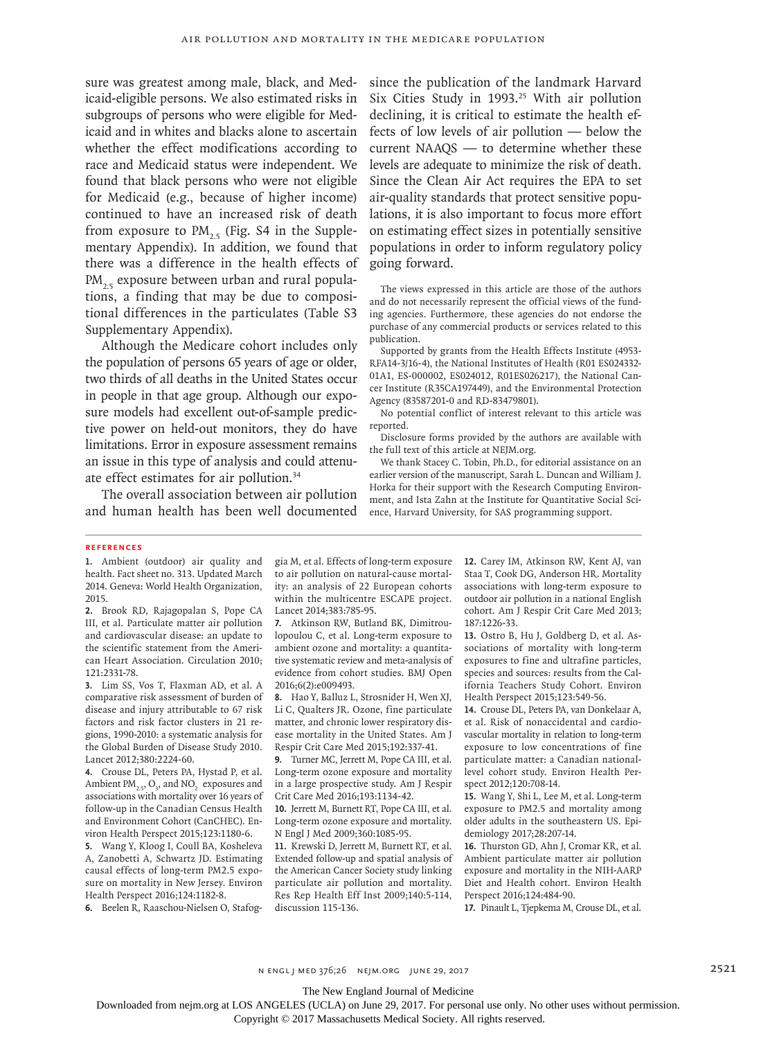sure was greatest among male, black, and Medicaid-eligible persons. We also estimated risks in subgroups of persons who were eligible for Medicaid and in whites and blacks alone to ascertain whether the effect modifications according to race and Medicaid status were independent. We found that black persons who were not eligible for Medicaid (e.g., because of higher income) continued to have an increased risk of death from exposure to $PM_{2.5}$ (Fig. S4 in the Supplementary Appendix). In addition, we found that there was a difference in the health effects of $PM_{2.5}$ exposure between urban and rural populations, a finding that may be due to compositional differences in the particulates (Table S3 Supplementary Appendix).

Although the Medicare cohort includes only the population of persons 65 years of age or older, two thirds of all deaths in the United States occur in people in that age group. Although our exposure models had excellent out-of-sample predictive power on held-out monitors, they do have limitations. Error in exposure assessment remains an issue in this type of analysis and could attenuate effect estimates for air pollution.[34]

The overall association between air pollution and human health has been well documented since the publication of the landmark Harvard Six Cities Study in 1993.[25] With air pollution declining, it is critical to estimate the health effects of low levels of air pollution — below the current NAAQS — to determine whether these levels are adequate to minimize the risk of death. Since the Clean Air Act requires the EPA to set air-quality standards that protect sensitive populations, it is also important to focus more effort on estimating effect sizes in potentially sensitive populations in order to inform regulatory policy going forward.

The views expressed in this article are those of the authors and do not necessarily represent the official views of the funding agencies. Furthermore, these agencies do not endorse the purchase of any commercial products or services related to this publication.

Supported by grants from the Health Effects Institute (4953-RFA14-3/16-4), the National Institutes of Health (R01 ES024332-01A1, ES-000002, ES024012, R01ES026217), the National Cancer Institute (R35CA197449), and the Environmental Protection Agency (83587201-0 and RD-83479801).

No potential conflict of interest relevant to this article was reported.

Disclosure forms provided by the authors are available with the full text of this article at NEJM.org.

We thank Stacey C. Tobin, Ph.D., for editorial assistance on an earlier version of the manuscript, Sarah L. Duncan and William J. Horka for their support with the Research Computing Environment, and Ista Zahn at the Institute for Quantitative Social Science, Harvard University, for SAS programming support.

## References

1. Ambient (outdoor) air quality and health. Fact sheet no. 313. Updated March 2014. Geneva: World Health Organization, 2015.
2. Brook RD, Rajagopalan S, Pope CA III, et al. Particulate matter air pollution and cardiovascular disease: an update to the scientific statement from the American Heart Association. Circulation 2010; 121:2331-78.
3. Lim SS, Vos T, Flaxman AD, et al. A comparative risk assessment of burden of disease and injury attributable to 67 risk factors and risk factor clusters in 21 regions, 1990-2010: a systematic analysis for the Global Burden of Disease Study 2010. Lancet 2012;380:2224-60.
4. Crouse DL, Peters PA, Hystad P, et al. Ambient $PM_{2.5}$, $O_3$, and $NO_2$ exposures and associations with mortality over 16 years of follow-up in the Canadian Census Health and Environment Cohort (CanCHEC). Environ Health Perspect 2015;123:1180-6.
5. Wang Y, Kloog I, Coull BA, Kosheleva A, Zanobetti A, Schwartz JD. Estimating causal effects of long-term PM2.5 exposure on mortality in New Jersey. Environ Health Perspect 2016;124:1182-8.
6. Beelen R, Raaschou-Nielsen O, Stafoggia M, et al. Effects of long-term exposure to air pollution on natural-cause mortality: an analysis of 22 European cohorts within the multicentre ESCAPE project. Lancet 2014;383:785-95.
7. Atkinson RW, Butland BK, Dimitroulopoulou C, et al. Long-term exposure to ambient ozone and mortality: a quantitative systematic review and meta-analysis of evidence from cohort studies. BMJ Open 2016;6(2):e009493.
8. Hao Y, Balluz L, Strosnider H, Wen XJ, Li C, Qualters JR. Ozone, fine particulate matter, and chronic lower respiratory disease mortality in the United States. Am J Respir Crit Care Med 2015;192:337-41.
9. Turner MC, Jerrett M, Pope CA III, et al. Long-term ozone exposure and mortality in a large prospective study. Am J Respir Crit Care Med 2016;193:1134-42.
10. Jerrett M, Burnett RT, Pope CA III, et al. Long-term ozone exposure and mortality. N Engl J Med 2009;360:1085-95.
11. Krewski D, Jerrett M, Burnett RT, et al. Extended follow-up and spatial analysis of the American Cancer Society study linking particulate air pollution and mortality. Res Rep Health Eff Inst 2009;140:5-114, discussion 115-136.
12. Carey IM, Atkinson RW, Kent AJ, van Staa T, Cook DG, Anderson HR. Mortality associations with long-term exposure to outdoor air pollution in a national English cohort. Am J Respir Crit Care Med 2013; 187:1226-33.
13. Ostro B, Hu J, Goldberg D, et al. Associations of mortality with long-term exposures to fine and ultrafine particles, species and sources: results from the California Teachers Study Cohort. Environ Health Perspect 2015;123:549-56.
14. Crouse DL, Peters PA, van Donkelaar A, et al. Risk of nonaccidental and cardiovascular mortality in relation to long-term exposure to low concentrations of fine particulate matter: a Canadian national-level cohort study. Environ Health Perspect 2012;120:708-14.
15. Wang Y, Shi L, Lee M, et al. Long-term exposure to PM2.5 and mortality among older adults in the southeastern US. Epidemiology 2017;28:207-14.
16. Thurston GD, Ahn J, Cromar KR, et al. Ambient particulate matter air pollution exposure and mortality in the NIH-AARP Diet and Health cohort. Environ Health Perspect 2016;124:484-90.
17. Pinault L, Tjepkema M, Crouse DL, et al.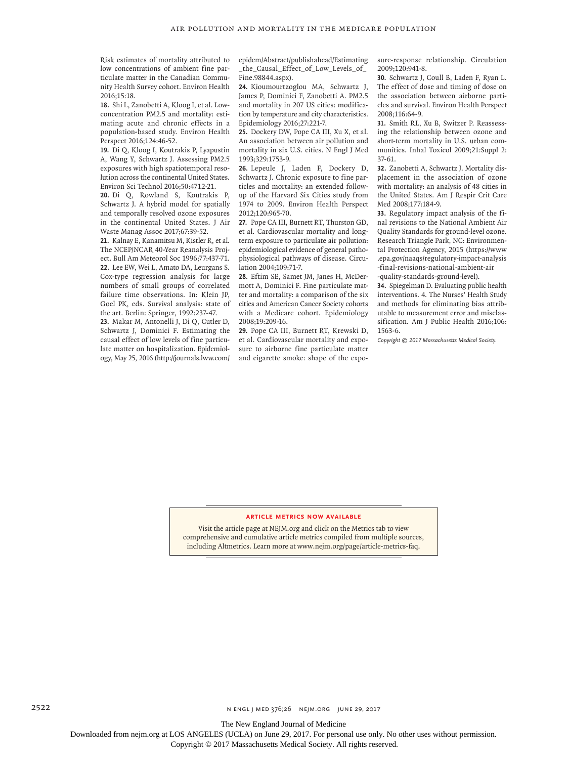Risk estimates of mortality attributed to low concentrations of ambient fine particulate matter in the Canadian Community Health Survey cohort. Environ Health 2016;15:18.

**18.** Shi L, Zanobetti A, Kloog I, et al. Low-concentration PM2.5 and mortality: estimating acute and chronic effects in a population-based study. Environ Health Perspect 2016;124:46-52.

**19.** Di Q, Kloog I, Koutrakis P, Lyapustin A, Wang Y, Schwartz J. Assessing PM2.5 exposures with high spatiotemporal resolution across the continental United States. Environ Sci Technol 2016;50:4712-21.

**20.** Di Q, Rowland S, Koutrakis P, Schwartz J. A hybrid model for spatially and temporally resolved ozone exposures in the continental United States. J Air Waste Manag Assoc 2017;67:39-52.

**21.** Kalnay E, Kanamitsu M, Kistler R, et al. The NCEP/NCAR 40-Year Reanalysis Project. Bull Am Meteorol Soc 1996;77:437-71.

**22.** Lee EW, Wei L, Amato DA, Leurgans S. Cox-type regression analysis for large numbers of small groups of correlated failure time observations. In: Klein JP, Goel PK, eds. Survival analysis: state of the art. Berlin: Springer, 1992:237-47.

**23.** Makar M, Antonelli J, Di Q, Cutler D, Schwartz J, Dominici F. Estimating the causal effect of low levels of fine particulate matter on hospitalization. Epidemiology, May 25, 2016 (http://journals.lww.com/epidem/Abstract/publishahead/Estimating_the_Causal_Effect_of_Low_Levels_of_Fine.98844.aspx).

**24.** Kioumourtzoglou MA, Schwartz J, James P, Dominici F, Zanobetti A. PM2.5 and mortality in 207 US cities: modification by temperature and city characteristics. Epidemiology 2016;27:221-7.

**25.** Dockery DW, Pope CA III, Xu X, et al. An association between air pollution and mortality in six U.S. cities. N Engl J Med 1993;329:1753-9.

**26.** Lepeule J, Laden F, Dockery D, Schwartz J. Chronic exposure to fine particles and mortality: an extended follow-up of the Harvard Six Cities study from 1974 to 2009. Environ Health Perspect 2012;120:965-70.

**27.** Pope CA III, Burnett RT, Thurston GD, et al. Cardiovascular mortality and long-term exposure to particulate air pollution: epidemiological evidence of general pathophysiological pathways of disease. Circulation 2004;109:71-7.

**28.** Eftim SE, Samet JM, Janes H, McDermott A, Dominici F. Fine particulate matter and mortality: a comparison of the six cities and American Cancer Society cohorts with a Medicare cohort. Epidemiology 2008;19:209-16.

**29.** Pope CA III, Burnett RT, Krewski D, et al. Cardiovascular mortality and exposure to airborne fine particulate matter and cigarette smoke: shape of the exposure-response relationship. Circulation 2009;120:941-8.

**30.** Schwartz J, Coull B, Laden F, Ryan L. The effect of dose and timing of dose on the association between airborne particles and survival. Environ Health Perspect 2008;116:64-9.

**31.** Smith RL, Xu B, Switzer P. Reassessing the relationship between ozone and short-term mortality in U.S. urban communities. Inhal Toxicol 2009;21:Suppl 2:37-61.

**32.** Zanobetti A, Schwartz J. Mortality displacement in the association of ozone with mortality: an analysis of 48 cities in the United States. Am J Respir Crit Care Med 2008;177:184-9.

**33.** Regulatory impact analysis of the final revisions to the National Ambient Air Quality Standards for ground-level ozone. Research Triangle Park, NC: Environmental Protection Agency, 2015 (https://www.epa.gov/naaqs/regulatory-impact-analysis-final-revisions-national-ambient-air-quality-standards-ground-level).

**34.** Spiegelman D. Evaluating public health interventions. 4. The Nurses' Health Study and methods for eliminating bias attributable to measurement error and misclassification. Am J Public Health 2016;106:1563-6.

*Copyright © 2017 Massachusetts Medical Society.*

**ARTICLE METRICS NOW AVAILABLE**

Visit the article page at NEJM.org and click on the Metrics tab to view comprehensive and cumulative article metrics compiled from multiple sources, including Altmetrics. Learn more at www.nejm.org/page/article-metrics-faq.